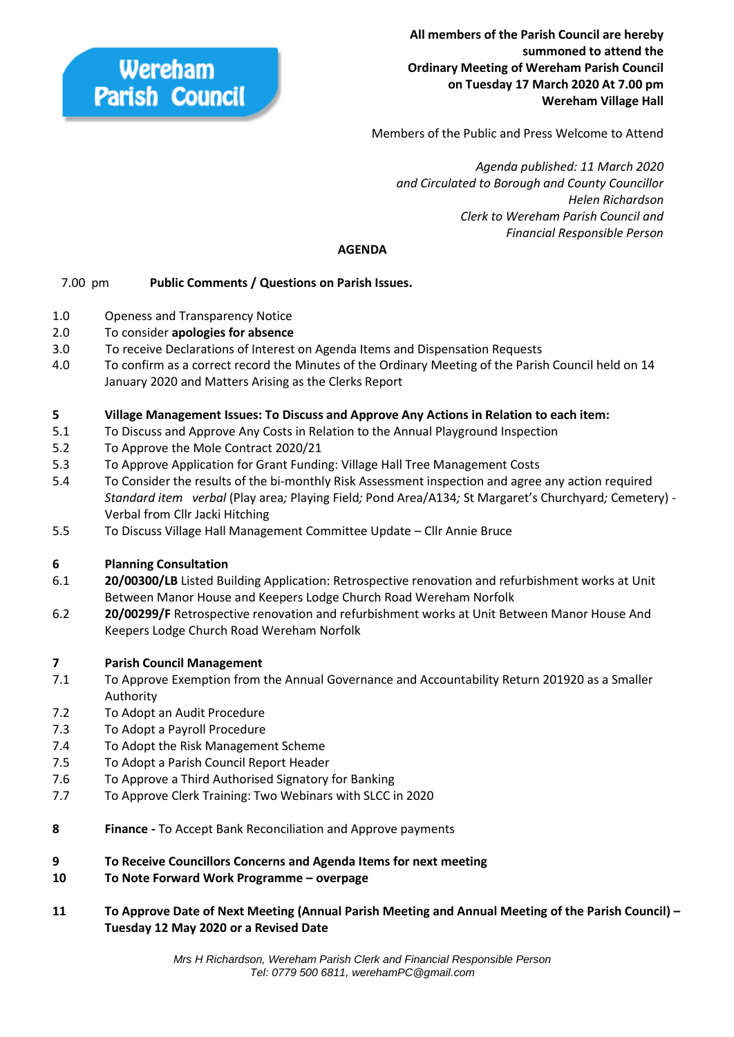**Wereham Parish Council**

**All members of the Parish Council are hereby summoned to attend the Ordinary Meeting of Wereham Parish Council on Tuesday 17 March 2020 At 7.00 pm Wereham Village Hall**

Members of the Public and Press Welcome to Attend

*Agenda published: 11 March 2020*
*and Circulated to Borough and County Councillor*
*Helen Richardson*
*Clerk to Wereham Parish Council and*
*Financial Responsible Person*

## AGENDA

7.00 pm **Public Comments / Questions on Parish Issues.**

1.0 Openess and Transparency Notice

2.0 To consider **apologies for absence**

3.0 To receive Declarations of Interest on Agenda Items and Dispensation Requests

4.0 To confirm as a correct record the Minutes of the Ordinary Meeting of the Parish Council held on 14 January 2020 and Matters Arising as the Clerks Report

**5 Village Management Issues: To Discuss and Approve Any Actions in Relation to each item:**

5.1 To Discuss and Approve Any Costs in Relation to the Annual Playground Inspection

5.2 To Approve the Mole Contract 2020/21

5.3 To Approve Application for Grant Funding: Village Hall Tree Management Costs

5.4 To Consider the results of the bi-monthly Risk Assessment inspection and agree any action required *Standard item verbal* (Play area*;* Playing Field*;* Pond Area/A134*;* St Margaret's Churchyard*;* Cemetery) - Verbal from Cllr Jacki Hitching

5.5 To Discuss Village Hall Management Committee Update – Cllr Annie Bruce

**6 Planning Consultation**

6.1 **20/00300/LB** Listed Building Application: Retrospective renovation and refurbishment works at Unit Between Manor House and Keepers Lodge Church Road Wereham Norfolk

6.2 **20/00299/F** Retrospective renovation and refurbishment works at Unit Between Manor House And Keepers Lodge Church Road Wereham Norfolk

**7 Parish Council Management**

7.1 To Approve Exemption from the Annual Governance and Accountability Return 201920 as a Smaller Authority

7.2 To Adopt an Audit Procedure

7.3 To Adopt a Payroll Procedure

7.4 To Adopt the Risk Management Scheme

7.5 To Adopt a Parish Council Report Header

7.6 To Approve a Third Authorised Signatory for Banking

7.7 To Approve Clerk Training: Two Webinars with SLCC in 2020

**8 Finance** - To Accept Bank Reconciliation and Approve payments

**9 To Receive Councillors Concerns and Agenda Items for next meeting**

**10 To Note Forward Work Programme – overpage**

**11 To Approve Date of Next Meeting (Annual Parish Meeting and Annual Meeting of the Parish Council) – Tuesday 12 May 2020 or a Revised Date**

*Mrs H Richardson, Wereham Parish Clerk and Financial Responsible Person*
*Tel: 0779 500 6811, werehamPC@gmail.com*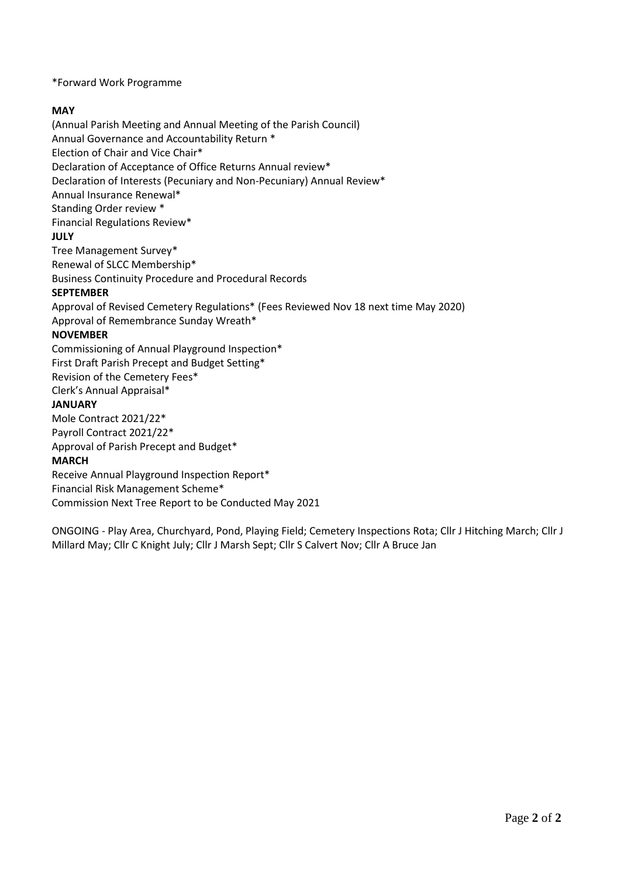*Forward Work Programme

**MAY**

(Annual Parish Meeting and Annual Meeting of the Parish Council)
Annual Governance and Accountability Return *
Election of Chair and Vice Chair*
Declaration of Acceptance of Office Returns Annual review*
Declaration of Interests (Pecuniary and Non-Pecuniary) Annual Review*
Annual Insurance Renewal*
Standing Order review *
Financial Regulations Review*

**JULY**

Tree Management Survey*
Renewal of SLCC Membership*
Business Continuity Procedure and Procedural Records

**SEPTEMBER**

Approval of Revised Cemetery Regulations* (Fees Reviewed Nov 18 next time May 2020)
Approval of Remembrance Sunday Wreath*

**NOVEMBER**

Commissioning of Annual Playground Inspection*
First Draft Parish Precept and Budget Setting*
Revision of the Cemetery Fees*
Clerk's Annual Appraisal*

**JANUARY**

Mole Contract 2021/22*
Payroll Contract 2021/22*
Approval of Parish Precept and Budget*

**MARCH**

Receive Annual Playground Inspection Report*
Financial Risk Management Scheme*
Commission Next Tree Report to be Conducted May 2021

ONGOING - Play Area, Churchyard, Pond, Playing Field; Cemetery Inspections Rota; Cllr J Hitching March; Cllr J Millard May; Cllr C Knight July; Cllr J Marsh Sept; Cllr S Calvert Nov; Cllr A Bruce Jan